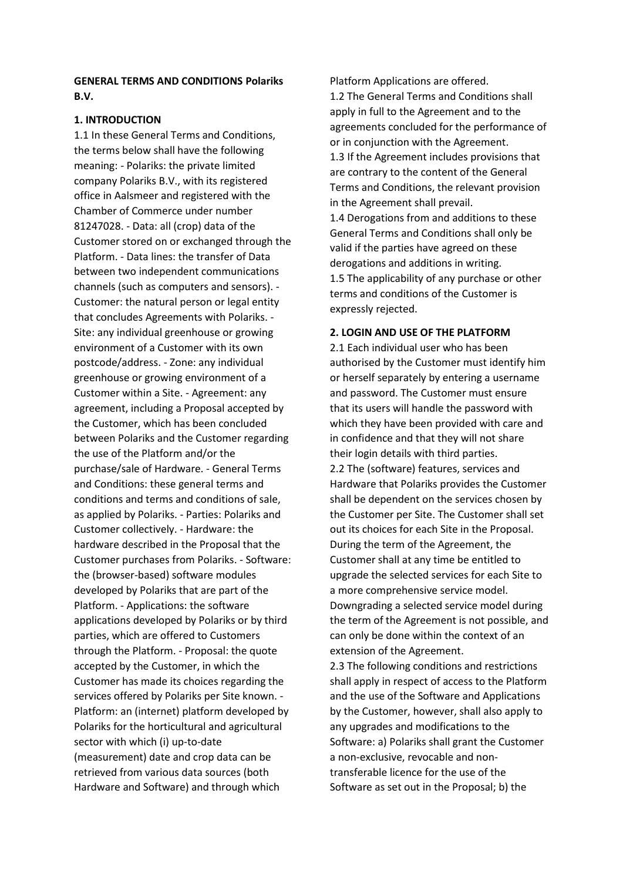**GENERAL TERMS AND CONDITIONS Polariks B.V.**

**1. INTRODUCTION**

1.1 In these General Terms and Conditions, the terms below shall have the following meaning: - Polariks: the private limited company Polariks B.V., with its registered office in Aalsmeer and registered with the Chamber of Commerce under number 81247028. - Data: all (crop) data of the Customer stored on or exchanged through the Platform. - Data lines: the transfer of Data between two independent communications channels (such as computers and sensors). - Customer: the natural person or legal entity that concludes Agreements with Polariks. - Site: any individual greenhouse or growing environment of a Customer with its own postcode/address. - Zone: any individual greenhouse or growing environment of a Customer within a Site. - Agreement: any agreement, including a Proposal accepted by the Customer, which has been concluded between Polariks and the Customer regarding the use of the Platform and/or the purchase/sale of Hardware. - General Terms and Conditions: these general terms and conditions and terms and conditions of sale, as applied by Polariks. - Parties: Polariks and Customer collectively. - Hardware: the hardware described in the Proposal that the Customer purchases from Polariks. - Software: the (browser-based) software modules developed by Polariks that are part of the Platform. - Applications: the software applications developed by Polariks or by third parties, which are offered to Customers through the Platform. - Proposal: the quote accepted by the Customer, in which the Customer has made its choices regarding the services offered by Polariks per Site known. - Platform: an (internet) platform developed by Polariks for the horticultural and agricultural sector with which (i) up-to-date (measurement) date and crop data can be retrieved from various data sources (both Hardware and Software) and through which Platform Applications are offered.

1.2 The General Terms and Conditions shall apply in full to the Agreement and to the agreements concluded for the performance of or in conjunction with the Agreement.

1.3 If the Agreement includes provisions that are contrary to the content of the General Terms and Conditions, the relevant provision in the Agreement shall prevail.

1.4 Derogations from and additions to these General Terms and Conditions shall only be valid if the parties have agreed on these derogations and additions in writing.

1.5 The applicability of any purchase or other terms and conditions of the Customer is expressly rejected.

**2. LOGIN AND USE OF THE PLATFORM**

2.1 Each individual user who has been authorised by the Customer must identify him or herself separately by entering a username and password. The Customer must ensure that its users will handle the password with which they have been provided with care and in confidence and that they will not share their login details with third parties.

2.2 The (software) features, services and Hardware that Polariks provides the Customer shall be dependent on the services chosen by the Customer per Site. The Customer shall set out its choices for each Site in the Proposal. During the term of the Agreement, the Customer shall at any time be entitled to upgrade the selected services for each Site to a more comprehensive service model. Downgrading a selected service model during the term of the Agreement is not possible, and can only be done within the context of an extension of the Agreement.

2.3 The following conditions and restrictions shall apply in respect of access to the Platform and the use of the Software and Applications by the Customer, however, shall also apply to any upgrades and modifications to the Software: a) Polariks shall grant the Customer a non-exclusive, revocable and non-transferable licence for the use of the Software as set out in the Proposal; b) the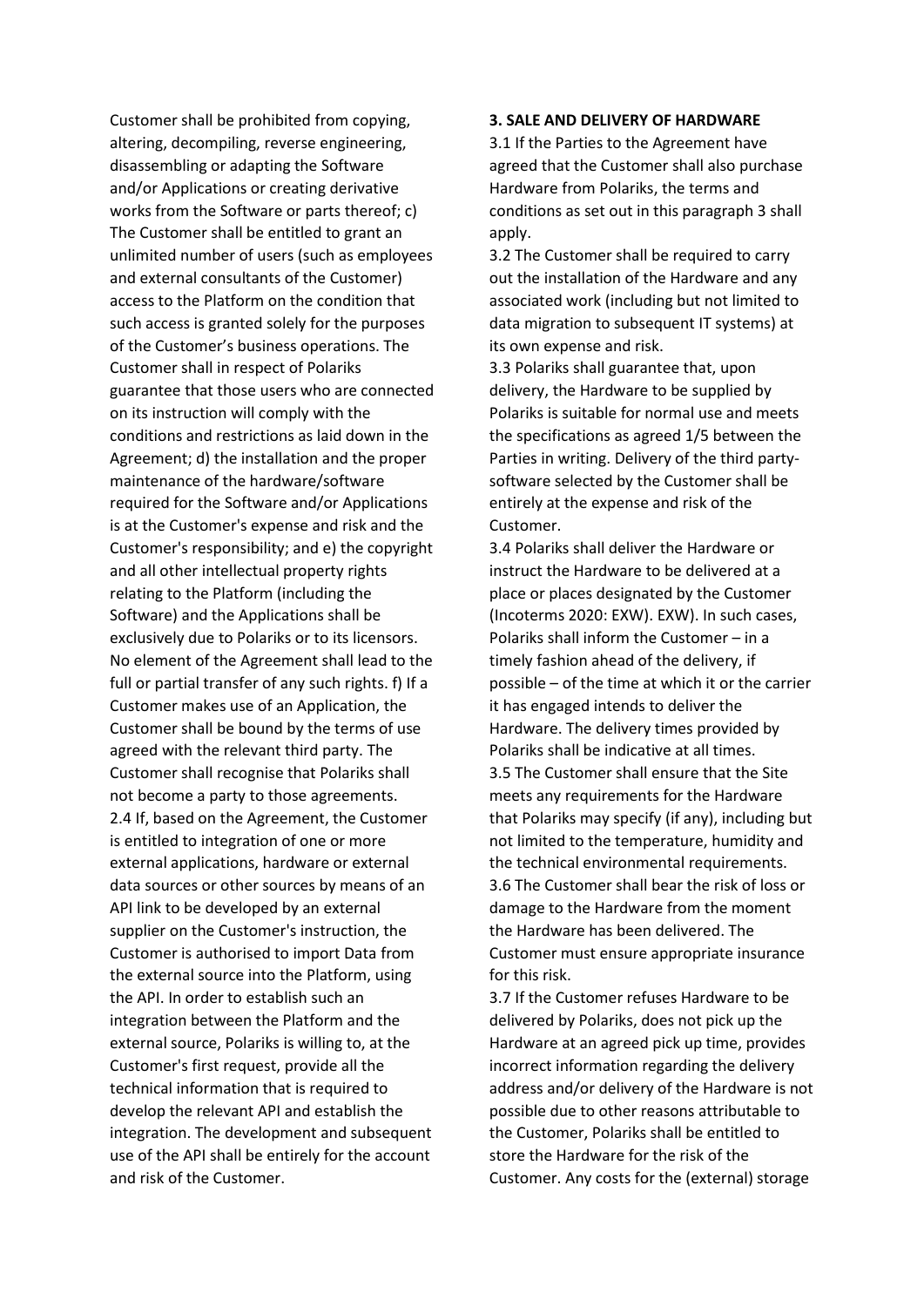Customer shall be prohibited from copying, altering, decompiling, reverse engineering, disassembling or adapting the Software and/or Applications or creating derivative works from the Software or parts thereof; c) The Customer shall be entitled to grant an unlimited number of users (such as employees and external consultants of the Customer) access to the Platform on the condition that such access is granted solely for the purposes of the Customer's business operations. The Customer shall in respect of Polariks guarantee that those users who are connected on its instruction will comply with the conditions and restrictions as laid down in the Agreement; d) the installation and the proper maintenance of the hardware/software required for the Software and/or Applications is at the Customer's expense and risk and the Customer's responsibility; and e) the copyright and all other intellectual property rights relating to the Platform (including the Software) and the Applications shall be exclusively due to Polariks or to its licensors. No element of the Agreement shall lead to the full or partial transfer of any such rights. f) If a Customer makes use of an Application, the Customer shall be bound by the terms of use agreed with the relevant third party. The Customer shall recognise that Polariks shall not become a party to those agreements.

2.4 If, based on the Agreement, the Customer is entitled to integration of one or more external applications, hardware or external data sources or other sources by means of an API link to be developed by an external supplier on the Customer's instruction, the Customer is authorised to import Data from the external source into the Platform, using the API. In order to establish such an integration between the Platform and the external source, Polariks is willing to, at the Customer's first request, provide all the technical information that is required to develop the relevant API and establish the integration. The development and subsequent use of the API shall be entirely for the account and risk of the Customer.

**3. SALE AND DELIVERY OF HARDWARE**

3.1 If the Parties to the Agreement have agreed that the Customer shall also purchase Hardware from Polariks, the terms and conditions as set out in this paragraph 3 shall apply.

3.2 The Customer shall be required to carry out the installation of the Hardware and any associated work (including but not limited to data migration to subsequent IT systems) at its own expense and risk.

3.3 Polariks shall guarantee that, upon delivery, the Hardware to be supplied by Polariks is suitable for normal use and meets the specifications as agreed 1/5 between the Parties in writing. Delivery of the third party-software selected by the Customer shall be entirely at the expense and risk of the Customer.

3.4 Polariks shall deliver the Hardware or instruct the Hardware to be delivered at a place or places designated by the Customer (Incoterms 2020: EXW). EXW). In such cases, Polariks shall inform the Customer – in a timely fashion ahead of the delivery, if possible – of the time at which it or the carrier it has engaged intends to deliver the Hardware. The delivery times provided by Polariks shall be indicative at all times.

3.5 The Customer shall ensure that the Site meets any requirements for the Hardware that Polariks may specify (if any), including but not limited to the temperature, humidity and the technical environmental requirements.

3.6 The Customer shall bear the risk of loss or damage to the Hardware from the moment the Hardware has been delivered. The Customer must ensure appropriate insurance for this risk.

3.7 If the Customer refuses Hardware to be delivered by Polariks, does not pick up the Hardware at an agreed pick up time, provides incorrect information regarding the delivery address and/or delivery of the Hardware is not possible due to other reasons attributable to the Customer, Polariks shall be entitled to store the Hardware for the risk of the Customer. Any costs for the (external) storage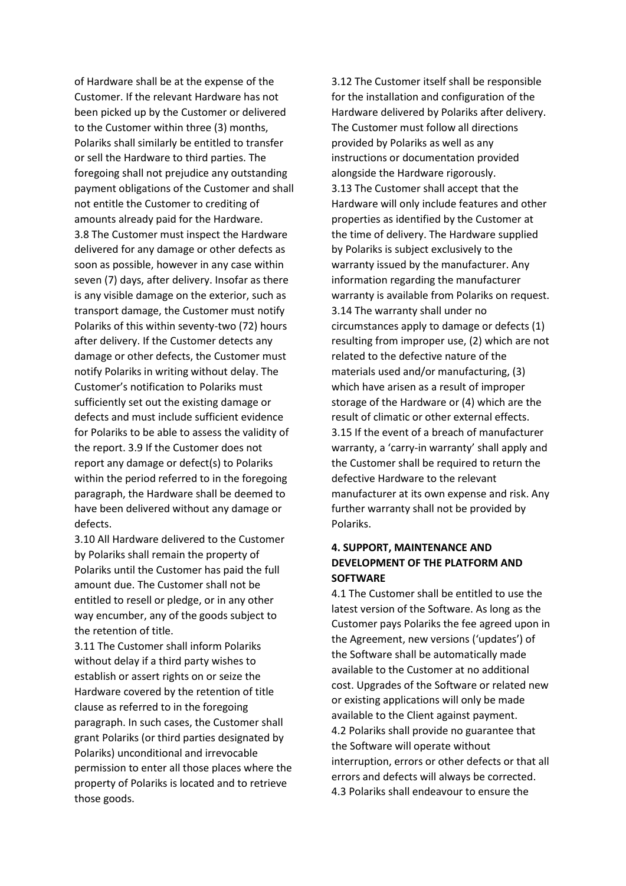of Hardware shall be at the expense of the Customer. If the relevant Hardware has not been picked up by the Customer or delivered to the Customer within three (3) months, Polariks shall similarly be entitled to transfer or sell the Hardware to third parties. The foregoing shall not prejudice any outstanding payment obligations of the Customer and shall not entitle the Customer to crediting of amounts already paid for the Hardware.

3.8 The Customer must inspect the Hardware delivered for any damage or other defects as soon as possible, however in any case within seven (7) days, after delivery. Insofar as there is any visible damage on the exterior, such as transport damage, the Customer must notify Polariks of this within seventy-two (72) hours after delivery. If the Customer detects any damage or other defects, the Customer must notify Polariks in writing without delay. The Customer's notification to Polariks must sufficiently set out the existing damage or defects and must include sufficient evidence for Polariks to be able to assess the validity of the report. 3.9 If the Customer does not report any damage or defect(s) to Polariks within the period referred to in the foregoing paragraph, the Hardware shall be deemed to have been delivered without any damage or defects.

3.10 All Hardware delivered to the Customer by Polariks shall remain the property of Polariks until the Customer has paid the full amount due. The Customer shall not be entitled to resell or pledge, or in any other way encumber, any of the goods subject to the retention of title.

3.11 The Customer shall inform Polariks without delay if a third party wishes to establish or assert rights on or seize the Hardware covered by the retention of title clause as referred to in the foregoing paragraph. In such cases, the Customer shall grant Polariks (or third parties designated by Polariks) unconditional and irrevocable permission to enter all those places where the property of Polariks is located and to retrieve those goods.

3.12 The Customer itself shall be responsible for the installation and configuration of the Hardware delivered by Polariks after delivery. The Customer must follow all directions provided by Polariks as well as any instructions or documentation provided alongside the Hardware rigorously.

3.13 The Customer shall accept that the Hardware will only include features and other properties as identified by the Customer at the time of delivery. The Hardware supplied by Polariks is subject exclusively to the warranty issued by the manufacturer. Any information regarding the manufacturer warranty is available from Polariks on request.

3.14 The warranty shall under no circumstances apply to damage or defects (1) resulting from improper use, (2) which are not related to the defective nature of the materials used and/or manufacturing, (3) which have arisen as a result of improper storage of the Hardware or (4) which are the result of climatic or other external effects.

3.15 If the event of a breach of manufacturer warranty, a 'carry-in warranty' shall apply and the Customer shall be required to return the defective Hardware to the relevant manufacturer at its own expense and risk. Any further warranty shall not be provided by Polariks.

## 4. SUPPORT, MAINTENANCE AND DEVELOPMENT OF THE PLATFORM AND SOFTWARE

4.1 The Customer shall be entitled to use the latest version of the Software. As long as the Customer pays Polariks the fee agreed upon in the Agreement, new versions ('updates') of the Software shall be automatically made available to the Customer at no additional cost. Upgrades of the Software or related new or existing applications will only be made available to the Client against payment.

4.2 Polariks shall provide no guarantee that the Software will operate without interruption, errors or other defects or that all errors and defects will always be corrected.

4.3 Polariks shall endeavour to ensure the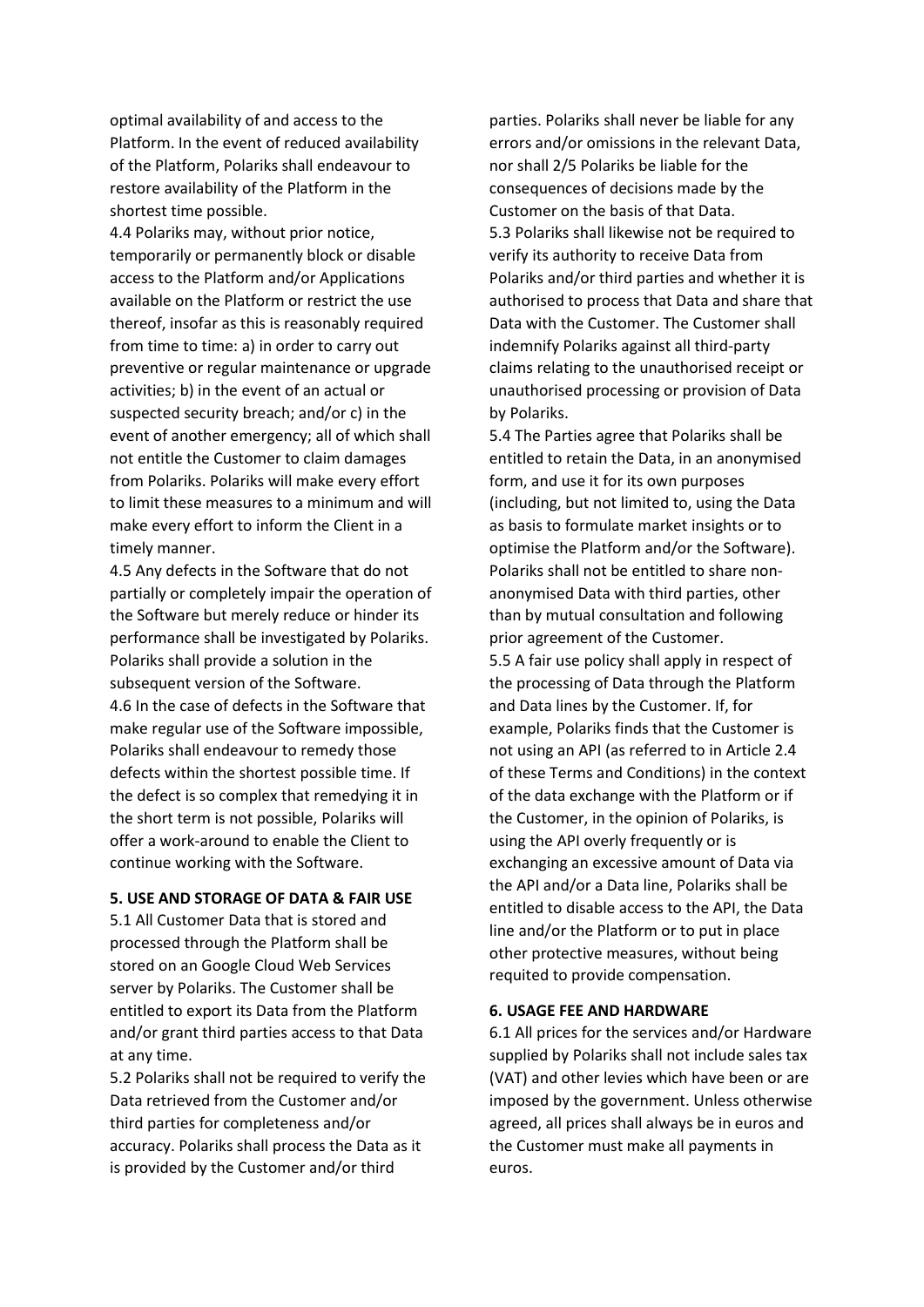optimal availability of and access to the Platform. In the event of reduced availability of the Platform, Polariks shall endeavour to restore availability of the Platform in the shortest time possible.

4.4 Polariks may, without prior notice, temporarily or permanently block or disable access to the Platform and/or Applications available on the Platform or restrict the use thereof, insofar as this is reasonably required from time to time: a) in order to carry out preventive or regular maintenance or upgrade activities; b) in the event of an actual or suspected security breach; and/or c) in the event of another emergency; all of which shall not entitle the Customer to claim damages from Polariks. Polariks will make every effort to limit these measures to a minimum and will make every effort to inform the Client in a timely manner.

4.5 Any defects in the Software that do not partially or completely impair the operation of the Software but merely reduce or hinder its performance shall be investigated by Polariks. Polariks shall provide a solution in the subsequent version of the Software.

4.6 In the case of defects in the Software that make regular use of the Software impossible, Polariks shall endeavour to remedy those defects within the shortest possible time. If the defect is so complex that remedying it in the short term is not possible, Polariks will offer a work-around to enable the Client to continue working with the Software.

**5. USE AND STORAGE OF DATA & FAIR USE**

5.1 All Customer Data that is stored and processed through the Platform shall be stored on an Google Cloud Web Services server by Polariks. The Customer shall be entitled to export its Data from the Platform and/or grant third parties access to that Data at any time.

5.2 Polariks shall not be required to verify the Data retrieved from the Customer and/or third parties for completeness and/or accuracy. Polariks shall process the Data as it is provided by the Customer and/or third parties. Polariks shall never be liable for any errors and/or omissions in the relevant Data, nor shall 2/5 Polariks be liable for the consequences of decisions made by the Customer on the basis of that Data.

5.3 Polariks shall likewise not be required to verify its authority to receive Data from Polariks and/or third parties and whether it is authorised to process that Data and share that Data with the Customer. The Customer shall indemnify Polariks against all third-party claims relating to the unauthorised receipt or unauthorised processing or provision of Data by Polariks.

5.4 The Parties agree that Polariks shall be entitled to retain the Data, in an anonymised form, and use it for its own purposes (including, but not limited to, using the Data as basis to formulate market insights or to optimise the Platform and/or the Software). Polariks shall not be entitled to share non-anonymised Data with third parties, other than by mutual consultation and following prior agreement of the Customer.

5.5 A fair use policy shall apply in respect of the processing of Data through the Platform and Data lines by the Customer. If, for example, Polariks finds that the Customer is not using an API (as referred to in Article 2.4 of these Terms and Conditions) in the context of the data exchange with the Platform or if the Customer, in the opinion of Polariks, is using the API overly frequently or is exchanging an excessive amount of Data via the API and/or a Data line, Polariks shall be entitled to disable access to the API, the Data line and/or the Platform or to put in place other protective measures, without being requited to provide compensation.

**6. USAGE FEE AND HARDWARE**

6.1 All prices for the services and/or Hardware supplied by Polariks shall not include sales tax (VAT) and other levies which have been or are imposed by the government. Unless otherwise agreed, all prices shall always be in euros and the Customer must make all payments in euros.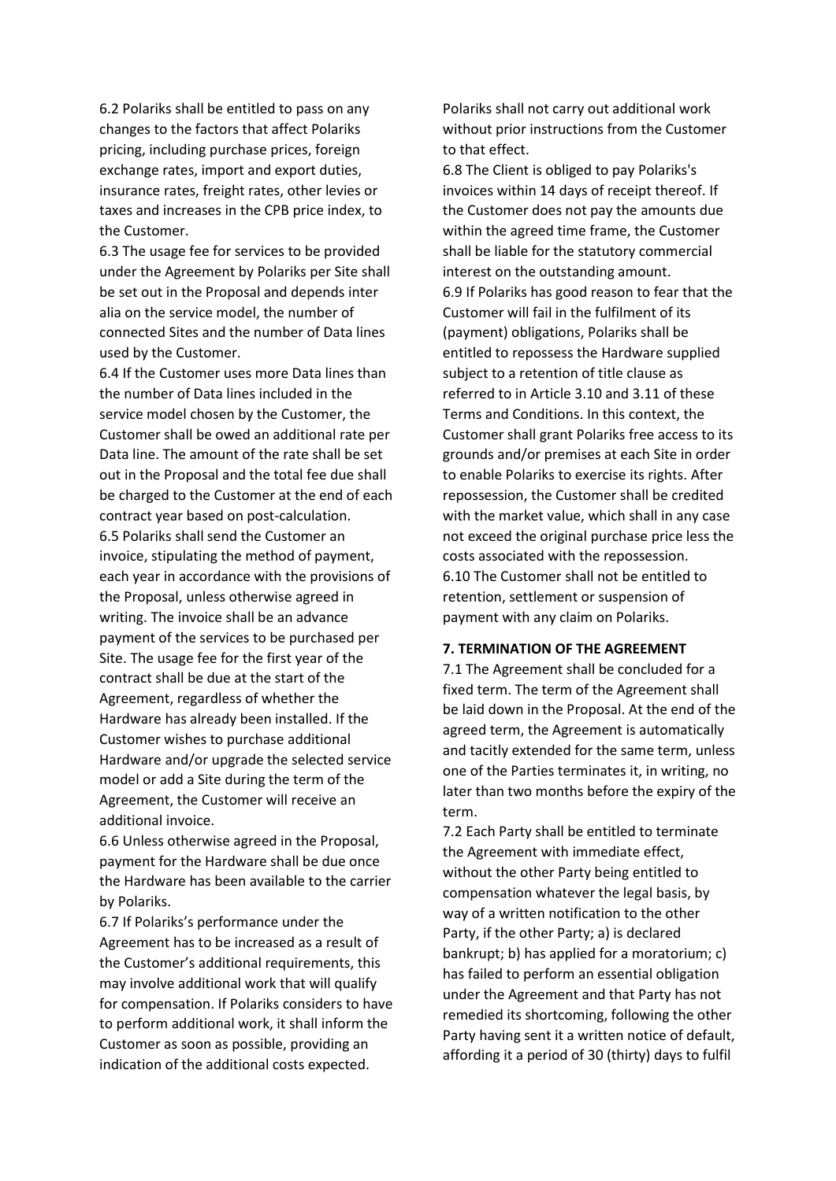6.2 Polariks shall be entitled to pass on any changes to the factors that affect Polariks pricing, including purchase prices, foreign exchange rates, import and export duties, insurance rates, freight rates, other levies or taxes and increases in the CPB price index, to the Customer.
6.3 The usage fee for services to be provided under the Agreement by Polariks per Site shall be set out in the Proposal and depends inter alia on the service model, the number of connected Sites and the number of Data lines used by the Customer.
6.4 If the Customer uses more Data lines than the number of Data lines included in the service model chosen by the Customer, the Customer shall be owed an additional rate per Data line. The amount of the rate shall be set out in the Proposal and the total fee due shall be charged to the Customer at the end of each contract year based on post-calculation.
6.5 Polariks shall send the Customer an invoice, stipulating the method of payment, each year in accordance with the provisions of the Proposal, unless otherwise agreed in writing. The invoice shall be an advance payment of the services to be purchased per Site. The usage fee for the first year of the contract shall be due at the start of the Agreement, regardless of whether the Hardware has already been installed. If the Customer wishes to purchase additional Hardware and/or upgrade the selected service model or add a Site during the term of the Agreement, the Customer will receive an additional invoice.
6.6 Unless otherwise agreed in the Proposal, payment for the Hardware shall be due once the Hardware has been available to the carrier by Polariks.
6.7 If Polariks's performance under the Agreement has to be increased as a result of the Customer's additional requirements, this may involve additional work that will qualify for compensation. If Polariks considers to have to perform additional work, it shall inform the Customer as soon as possible, providing an indication of the additional costs expected. Polariks shall not carry out additional work without prior instructions from the Customer to that effect.
6.8 The Client is obliged to pay Polariks's invoices within 14 days of receipt thereof. If the Customer does not pay the amounts due within the agreed time frame, the Customer shall be liable for the statutory commercial interest on the outstanding amount.
6.9 If Polariks has good reason to fear that the Customer will fail in the fulfilment of its (payment) obligations, Polariks shall be entitled to repossess the Hardware supplied subject to a retention of title clause as referred to in Article 3.10 and 3.11 of these Terms and Conditions. In this context, the Customer shall grant Polariks free access to its grounds and/or premises at each Site in order to enable Polariks to exercise its rights. After repossession, the Customer shall be credited with the market value, which shall in any case not exceed the original purchase price less the costs associated with the repossession.
6.10 The Customer shall not be entitled to retention, settlement or suspension of payment with any claim on Polariks.

**7. TERMINATION OF THE AGREEMENT**

7.1 The Agreement shall be concluded for a fixed term. The term of the Agreement shall be laid down in the Proposal. At the end of the agreed term, the Agreement is automatically and tacitly extended for the same term, unless one of the Parties terminates it, in writing, no later than two months before the expiry of the term.
7.2 Each Party shall be entitled to terminate the Agreement with immediate effect, without the other Party being entitled to compensation whatever the legal basis, by way of a written notification to the other Party, if the other Party; a) is declared bankrupt; b) has applied for a moratorium; c) has failed to perform an essential obligation under the Agreement and that Party has not remedied its shortcoming, following the other Party having sent it a written notice of default, affording it a period of 30 (thirty) days to fulfil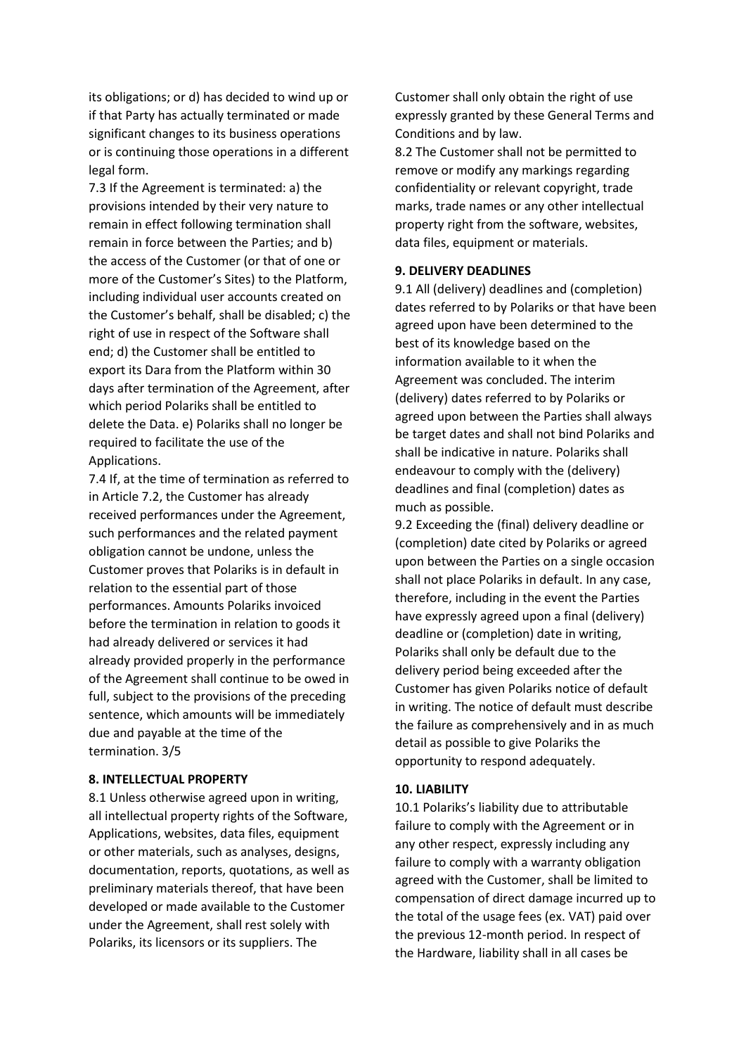its obligations; or d) has decided to wind up or if that Party has actually terminated or made significant changes to its business operations or is continuing those operations in a different legal form.

7.3 If the Agreement is terminated: a) the provisions intended by their very nature to remain in effect following termination shall remain in force between the Parties; and b) the access of the Customer (or that of one or more of the Customer's Sites) to the Platform, including individual user accounts created on the Customer's behalf, shall be disabled; c) the right of use in respect of the Software shall end; d) the Customer shall be entitled to export its Dara from the Platform within 30 days after termination of the Agreement, after which period Polariks shall be entitled to delete the Data. e) Polariks shall no longer be required to facilitate the use of the Applications.

7.4 If, at the time of termination as referred to in Article 7.2, the Customer has already received performances under the Agreement, such performances and the related payment obligation cannot be undone, unless the Customer proves that Polariks is in default in relation to the essential part of those performances. Amounts Polariks invoiced before the termination in relation to goods it had already delivered or services it had already provided properly in the performance of the Agreement shall continue to be owed in full, subject to the provisions of the preceding sentence, which amounts will be immediately due and payable at the time of the termination.

**8. INTELLECTUAL PROPERTY**

8.1 Unless otherwise agreed upon in writing, all intellectual property rights of the Software, Applications, websites, data files, equipment or other materials, such as analyses, designs, documentation, reports, quotations, as well as preliminary materials thereof, that have been developed or made available to the Customer under the Agreement, shall rest solely with Polariks, its licensors or its suppliers. The Customer shall only obtain the right of use expressly granted by these General Terms and Conditions and by law.

8.2 The Customer shall not be permitted to remove or modify any markings regarding confidentiality or relevant copyright, trade marks, trade names or any other intellectual property right from the software, websites, data files, equipment or materials.

**9. DELIVERY DEADLINES**

9.1 All (delivery) deadlines and (completion) dates referred to by Polariks or that have been agreed upon have been determined to the best of its knowledge based on the information available to it when the Agreement was concluded. The interim (delivery) dates referred to by Polariks or agreed upon between the Parties shall always be target dates and shall not bind Polariks and shall be indicative in nature. Polariks shall endeavour to comply with the (delivery) deadlines and final (completion) dates as much as possible.

9.2 Exceeding the (final) delivery deadline or (completion) date cited by Polariks or agreed upon between the Parties on a single occasion shall not place Polariks in default. In any case, therefore, including in the event the Parties have expressly agreed upon a final (delivery) deadline or (completion) date in writing, Polariks shall only be default due to the delivery period being exceeded after the Customer has given Polariks notice of default in writing. The notice of default must describe the failure as comprehensively and in as much detail as possible to give Polariks the opportunity to respond adequately.

**10. LIABILITY**

10.1 Polariks's liability due to attributable failure to comply with the Agreement or in any other respect, expressly including any failure to comply with a warranty obligation agreed with the Customer, shall be limited to compensation of direct damage incurred up to the total of the usage fees (ex. VAT) paid over the previous 12-month period. In respect of the Hardware, liability shall in all cases be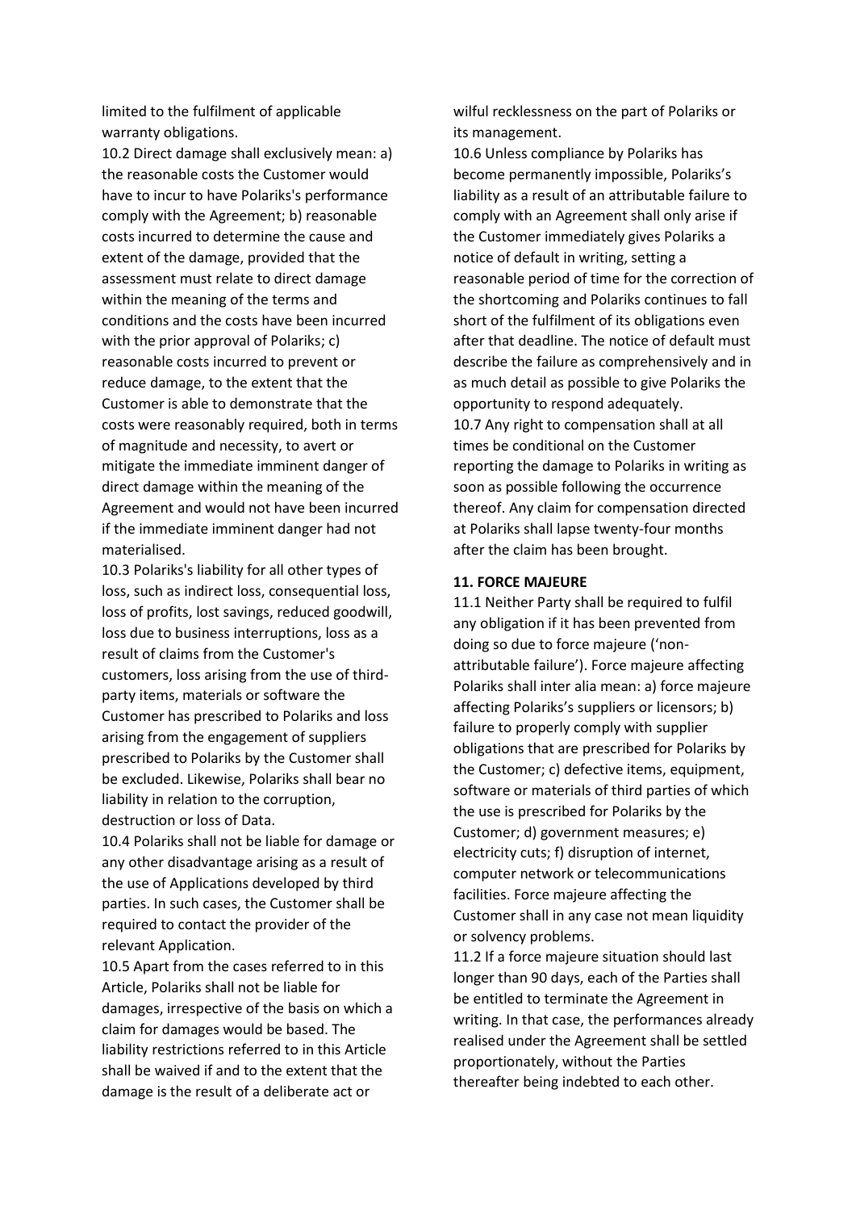limited to the fulfilment of applicable warranty obligations.

10.2 Direct damage shall exclusively mean: a) the reasonable costs the Customer would have to incur to have Polariks's performance comply with the Agreement; b) reasonable costs incurred to determine the cause and extent of the damage, provided that the assessment must relate to direct damage within the meaning of the terms and conditions and the costs have been incurred with the prior approval of Polariks; c) reasonable costs incurred to prevent or reduce damage, to the extent that the Customer is able to demonstrate that the costs were reasonably required, both in terms of magnitude and necessity, to avert or mitigate the immediate imminent danger of direct damage within the meaning of the Agreement and would not have been incurred if the immediate imminent danger had not materialised.

10.3 Polariks's liability for all other types of loss, such as indirect loss, consequential loss, loss of profits, lost savings, reduced goodwill, loss due to business interruptions, loss as a result of claims from the Customer's customers, loss arising from the use of third-party items, materials or software the Customer has prescribed to Polariks and loss arising from the engagement of suppliers prescribed to Polariks by the Customer shall be excluded. Likewise, Polariks shall bear no liability in relation to the corruption, destruction or loss of Data.

10.4 Polariks shall not be liable for damage or any other disadvantage arising as a result of the use of Applications developed by third parties. In such cases, the Customer shall be required to contact the provider of the relevant Application.

10.5 Apart from the cases referred to in this Article, Polariks shall not be liable for damages, irrespective of the basis on which a claim for damages would be based. The liability restrictions referred to in this Article shall be waived if and to the extent that the damage is the result of a deliberate act or wilful recklessness on the part of Polariks or its management.

10.6 Unless compliance by Polariks has become permanently impossible, Polariks's liability as a result of an attributable failure to comply with an Agreement shall only arise if the Customer immediately gives Polariks a notice of default in writing, setting a reasonable period of time for the correction of the shortcoming and Polariks continues to fall short of the fulfilment of its obligations even after that deadline. The notice of default must describe the failure as comprehensively and in as much detail as possible to give Polariks the opportunity to respond adequately.

10.7 Any right to compensation shall at all times be conditional on the Customer reporting the damage to Polariks in writing as soon as possible following the occurrence thereof. Any claim for compensation directed at Polariks shall lapse twenty-four months after the claim has been brought.

**11. FORCE MAJEURE**

11.1 Neither Party shall be required to fulfil any obligation if it has been prevented from doing so due to force majeure ('non-attributable failure'). Force majeure affecting Polariks shall inter alia mean: a) force majeure affecting Polariks's suppliers or licensors; b) failure to properly comply with supplier obligations that are prescribed for Polariks by the Customer; c) defective items, equipment, software or materials of third parties of which the use is prescribed for Polariks by the Customer; d) government measures; e) electricity cuts; f) disruption of internet, computer network or telecommunications facilities. Force majeure affecting the Customer shall in any case not mean liquidity or solvency problems.

11.2 If a force majeure situation should last longer than 90 days, each of the Parties shall be entitled to terminate the Agreement in writing. In that case, the performances already realised under the Agreement shall be settled proportionately, without the Parties thereafter being indebted to each other.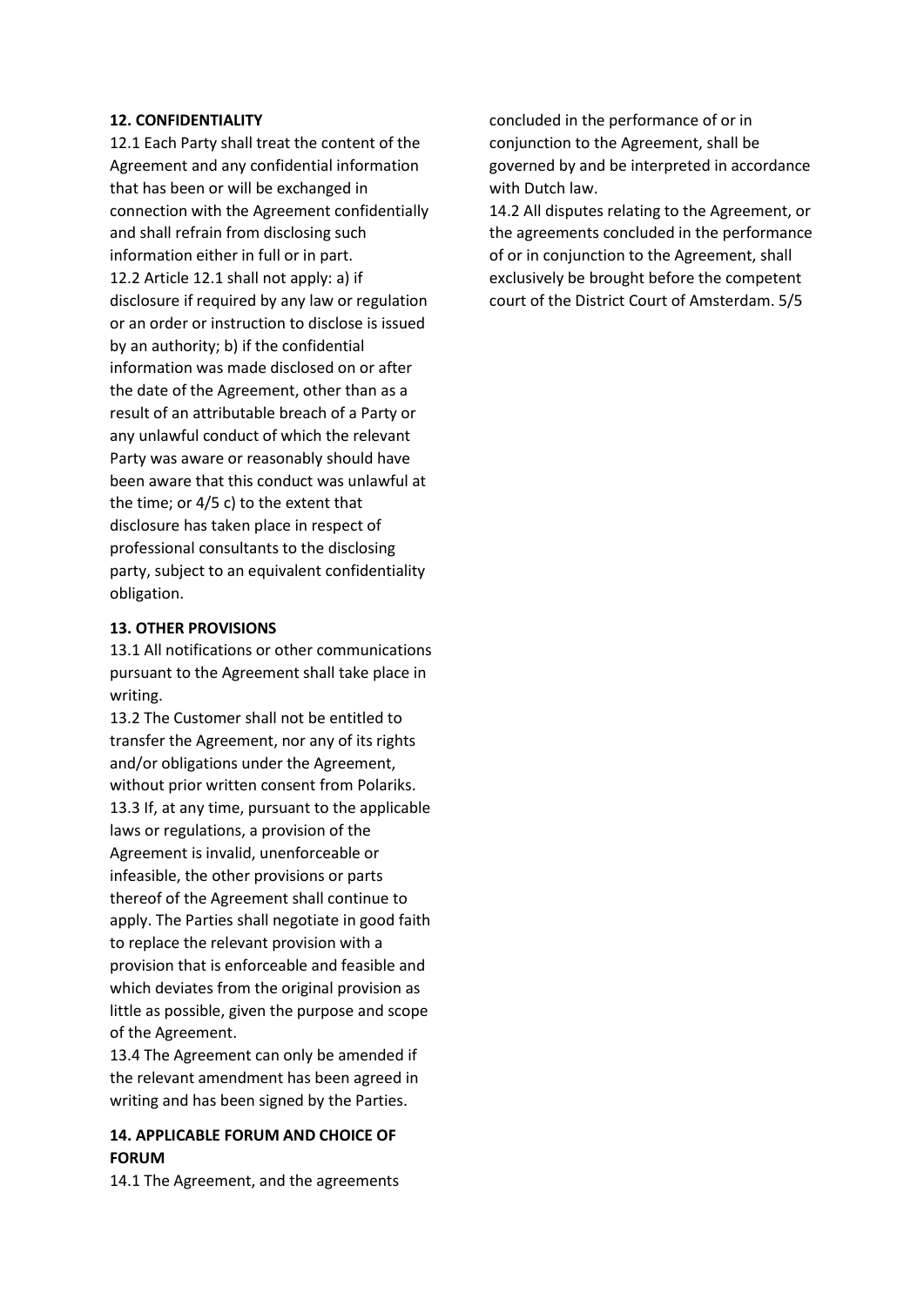**12. CONFIDENTIALITY**

12.1 Each Party shall treat the content of the Agreement and any confidential information that has been or will be exchanged in connection with the Agreement confidentially and shall refrain from disclosing such information either in full or in part.

12.2 Article 12.1 shall not apply: a) if disclosure if required by any law or regulation or an order or instruction to disclose is issued by an authority; b) if the confidential information was made disclosed on or after the date of the Agreement, other than as a result of an attributable breach of a Party or any unlawful conduct of which the relevant Party was aware or reasonably should have been aware that this conduct was unlawful at the time; or c) to the extent that disclosure has taken place in respect of professional consultants to the disclosing party, subject to an equivalent confidentiality obligation.

**13. OTHER PROVISIONS**

13.1 All notifications or other communications pursuant to the Agreement shall take place in writing.

13.2 The Customer shall not be entitled to transfer the Agreement, nor any of its rights and/or obligations under the Agreement, without prior written consent from Polariks.

13.3 If, at any time, pursuant to the applicable laws or regulations, a provision of the Agreement is invalid, unenforceable or infeasible, the other provisions or parts thereof of the Agreement shall continue to apply. The Parties shall negotiate in good faith to replace the relevant provision with a provision that is enforceable and feasible and which deviates from the original provision as little as possible, given the purpose and scope of the Agreement.

13.4 The Agreement can only be amended if the relevant amendment has been agreed in writing and has been signed by the Parties.

**14. APPLICABLE FORUM AND CHOICE OF FORUM**

14.1 The Agreement, and the agreements concluded in the performance of or in conjunction to the Agreement, shall be governed by and be interpreted in accordance with Dutch law.

14.2 All disputes relating to the Agreement, or the agreements concluded in the performance of or in conjunction to the Agreement, shall exclusively be brought before the competent court of the District Court of Amsterdam.